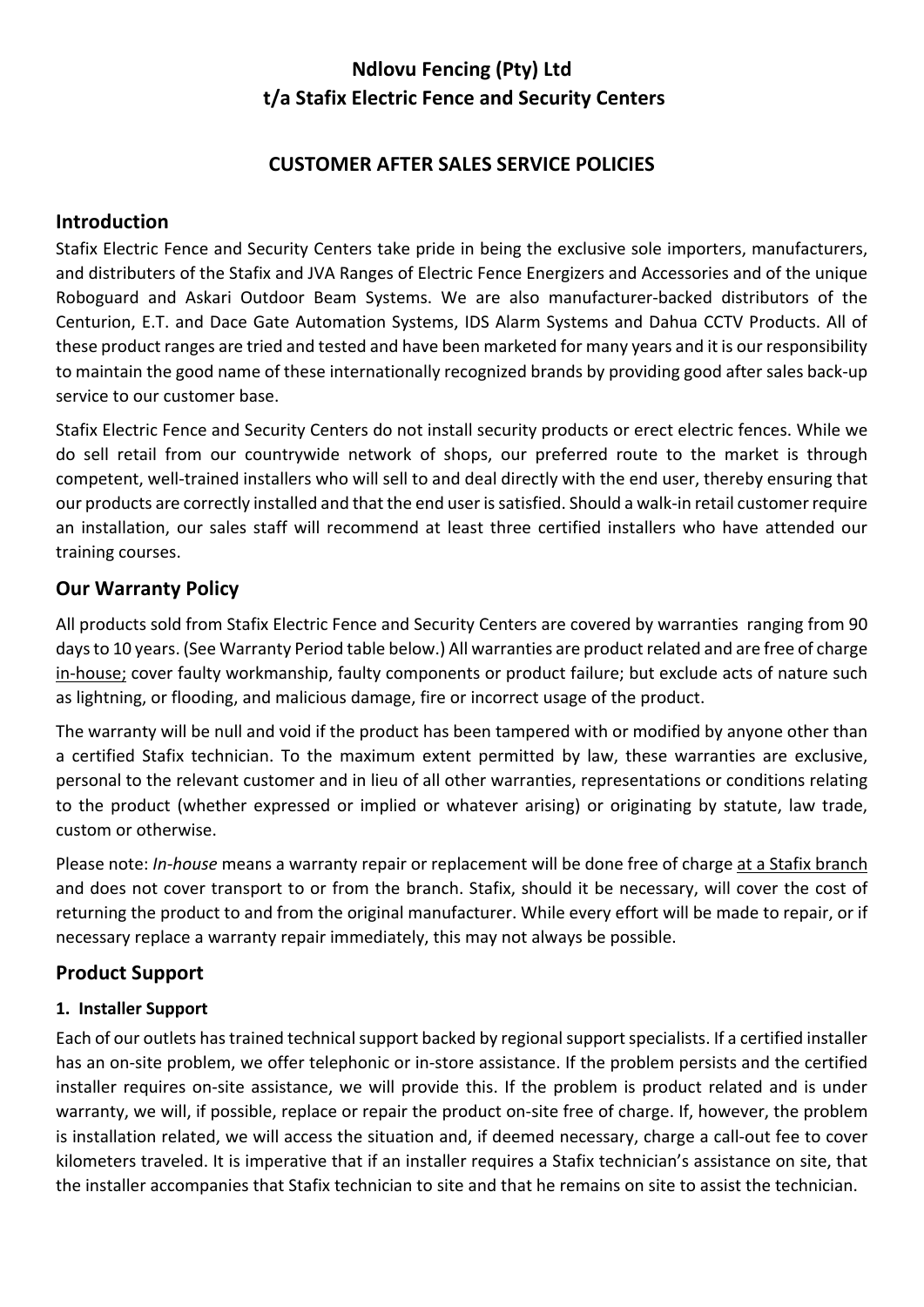# Ndlovu Fencing (Pty) Ltd
# t/a Stafix Electric Fence and Security Centers

## CUSTOMER AFTER SALES SERVICE POLICIES

## Introduction

Stafix Electric Fence and Security Centers take pride in being the exclusive sole importers, manufacturers, and distributers of the Stafix and JVA Ranges of Electric Fence Energizers and Accessories and of the unique Roboguard and Askari Outdoor Beam Systems. We are also manufacturer-backed distributors of the Centurion, E.T. and Dace Gate Automation Systems, IDS Alarm Systems and Dahua CCTV Products. All of these product ranges are tried and tested and have been marketed for many years and it is our responsibility to maintain the good name of these internationally recognized brands by providing good after sales back-up service to our customer base.

Stafix Electric Fence and Security Centers do not install security products or erect electric fences. While we do sell retail from our countrywide network of shops, our preferred route to the market is through competent, well-trained installers who will sell to and deal directly with the end user, thereby ensuring that our products are correctly installed and that the end user is satisfied. Should a walk-in retail customer require an installation, our sales staff will recommend at least three certified installers who have attended our training courses.

## Our Warranty Policy

All products sold from Stafix Electric Fence and Security Centers are covered by warranties ranging from 90 days to 10 years. (See Warranty Period table below.) All warranties are product related and are free of charge <u>in-house;</u> cover faulty workmanship, faulty components or product failure; but exclude acts of nature such as lightning, or flooding, and malicious damage, fire or incorrect usage of the product.

The warranty will be null and void if the product has been tampered with or modified by anyone other than a certified Stafix technician. To the maximum extent permitted by law, these warranties are exclusive, personal to the relevant customer and in lieu of all other warranties, representations or conditions relating to the product (whether expressed or implied or whatever arising) or originating by statute, law trade, custom or otherwise.

Please note: *In-house* means a warranty repair or replacement will be done free of charge <u>at a Stafix branch</u> and does not cover transport to or from the branch. Stafix, should it be necessary, will cover the cost of returning the product to and from the original manufacturer. While every effort will be made to repair, or if necessary replace a warranty repair immediately, this may not always be possible.

## Product Support

### 1. Installer Support

Each of our outlets has trained technical support backed by regional support specialists. If a certified installer has an on-site problem, we offer telephonic or in-store assistance. If the problem persists and the certified installer requires on-site assistance, we will provide this. If the problem is product related and is under warranty, we will, if possible, replace or repair the product on-site free of charge. If, however, the problem is installation related, we will access the situation and, if deemed necessary, charge a call-out fee to cover kilometers traveled. It is imperative that if an installer requires a Stafix technician's assistance on site, that the installer accompanies that Stafix technician to site and that he remains on site to assist the technician.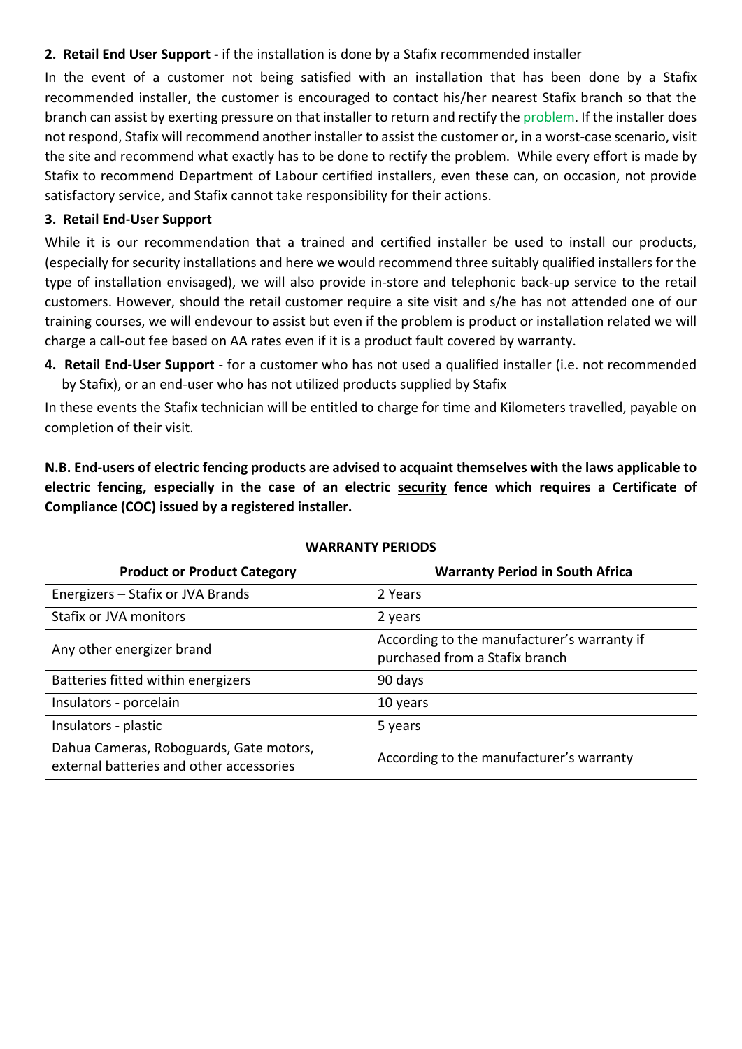**2. Retail End User Support -** if the installation is done by a Stafix recommended installer

In the event of a customer not being satisfied with an installation that has been done by a Stafix recommended installer, the customer is encouraged to contact his/her nearest Stafix branch so that the branch can assist by exerting pressure on that installer to return and rectify the problem. If the installer does not respond, Stafix will recommend another installer to assist the customer or, in a worst-case scenario, visit the site and recommend what exactly has to be done to rectify the problem. While every effort is made by Stafix to recommend Department of Labour certified installers, even these can, on occasion, not provide satisfactory service, and Stafix cannot take responsibility for their actions.

**3. Retail End-User Support**

While it is our recommendation that a trained and certified installer be used to install our products, (especially for security installations and here we would recommend three suitably qualified installers for the type of installation envisaged), we will also provide in-store and telephonic back-up service to the retail customers. However, should the retail customer require a site visit and s/he has not attended one of our training courses, we will endevour to assist but even if the problem is product or installation related we will charge a call-out fee based on AA rates even if it is a product fault covered by warranty.

**4. Retail End-User Support** - for a customer who has not used a qualified installer (i.e. not recommended by Stafix), or an end-user who has not utilized products supplied by Stafix

In these events the Stafix technician will be entitled to charge for time and Kilometers travelled, payable on completion of their visit.

**N.B. End-users of electric fencing products are advised to acquaint themselves with the laws applicable to electric fencing, especially in the case of an electric <u>security</u> fence which requires a Certificate of Compliance (COC) issued by a registered installer.**

**WARRANTY PERIODS**

| Product or Product Category | Warranty Period in South Africa |
|---|---|
| Energizers – Stafix or JVA Brands | 2 Years |
| Stafix or JVA monitors | 2 years |
| Any other energizer brand | According to the manufacturer's warranty if purchased from a Stafix branch |
| Batteries fitted within energizers | 90 days |
| Insulators - porcelain | 10 years |
| Insulators - plastic | 5 years |
| Dahua Cameras, Roboguards, Gate motors, external batteries and other accessories | According to the manufacturer's warranty |